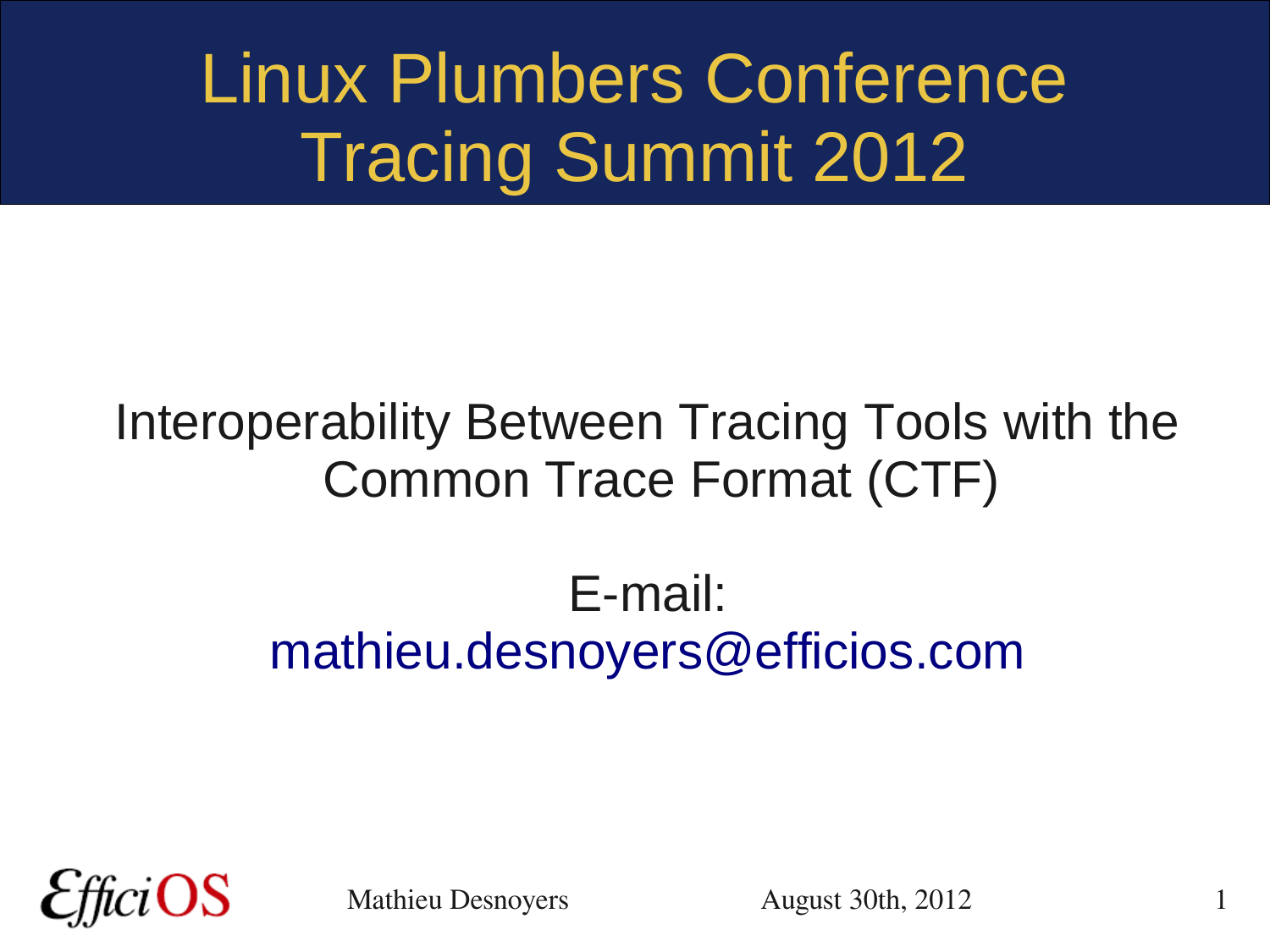# Linux Plumbers Conference Tracing Summit 2012

Interoperability Between Tracing Tools with the Common Trace Format (CTF)

E-mail:
mathieu.desnoyers@efficios.com

EfficiOS

Mathieu Desnoyers

August 30th, 2012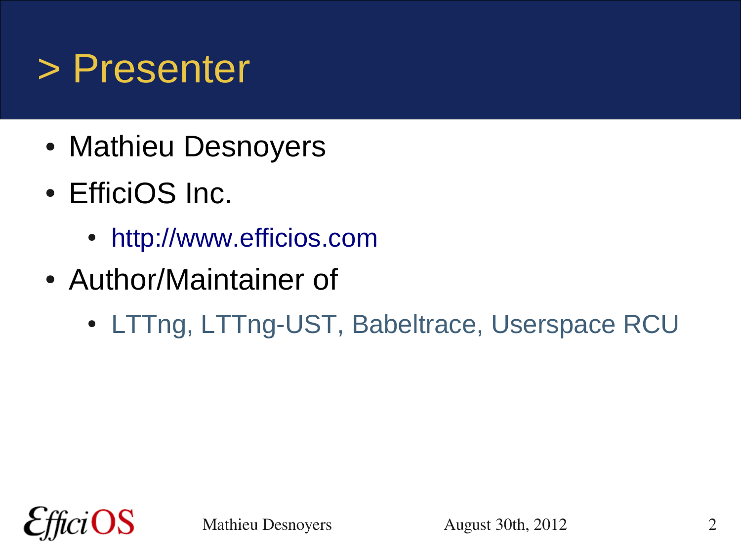# > Presenter

- Mathieu Desnoyers
- EfficiOS Inc.
  - http://www.efficios.com
- Author/Maintainer of
  - LTTng, LTTng-UST, Babeltrace, Userspace RCU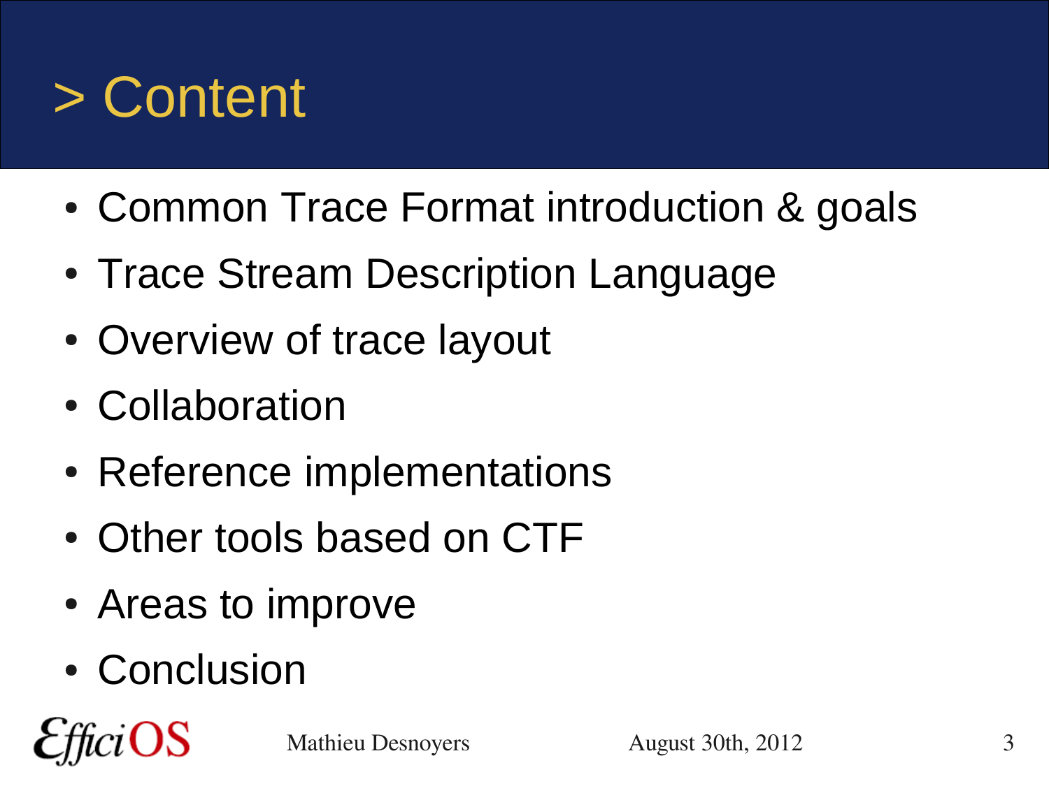# > Content

- Common Trace Format introduction & goals
- Trace Stream Description Language
- Overview of trace layout
- Collaboration
- Reference implementations
- Other tools based on CTF
- Areas to improve
- Conclusion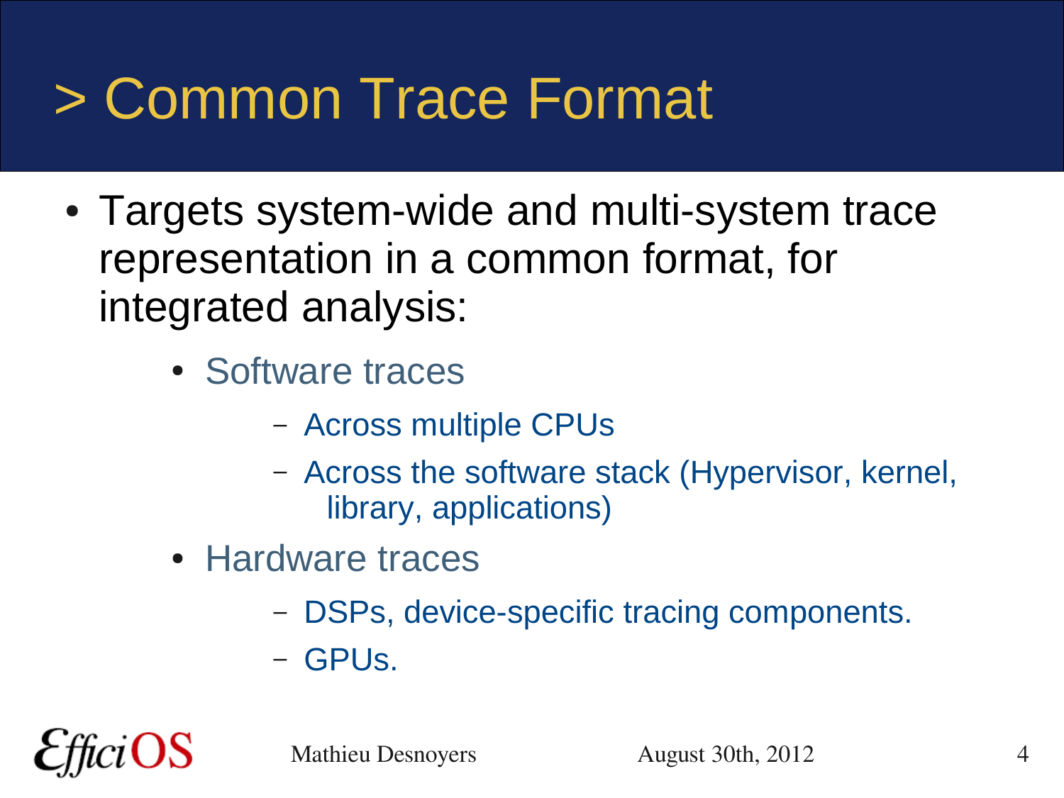# > Common Trace Format

- Targets system-wide and multi-system trace representation in a common format, for integrated analysis:
  - Software traces
    - Across multiple CPUs
    - Across the software stack (Hypervisor, kernel, library, applications)
  - Hardware traces
    - DSPs, device-specific tracing components.
    - GPUs.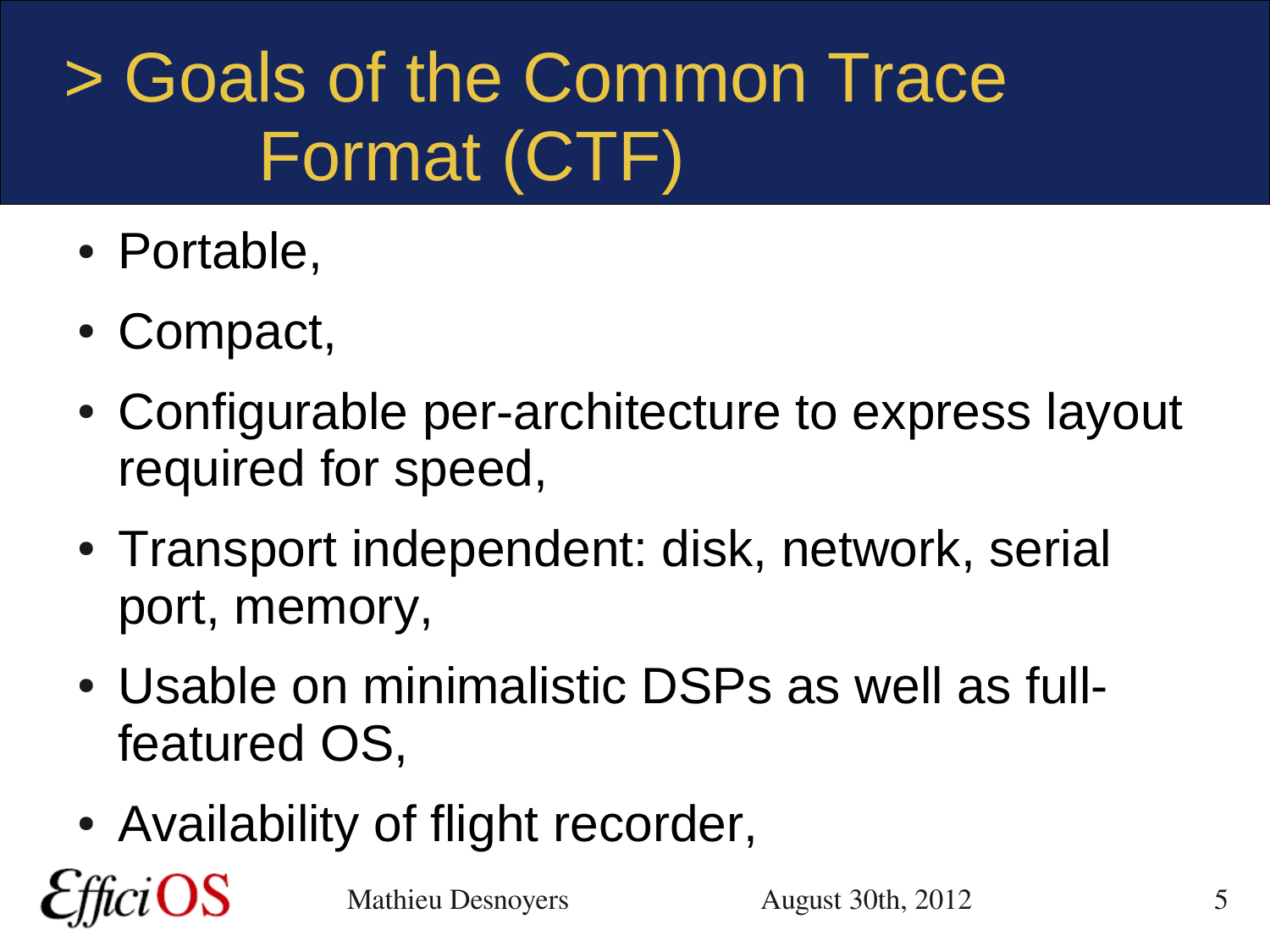# > Goals of the Common Trace Format (CTF)

- Portable,
- Compact,
- Configurable per-architecture to express layout required for speed,
- Transport independent: disk, network, serial port, memory,
- Usable on minimalistic DSPs as well as full-featured OS,
- Availability of flight recorder,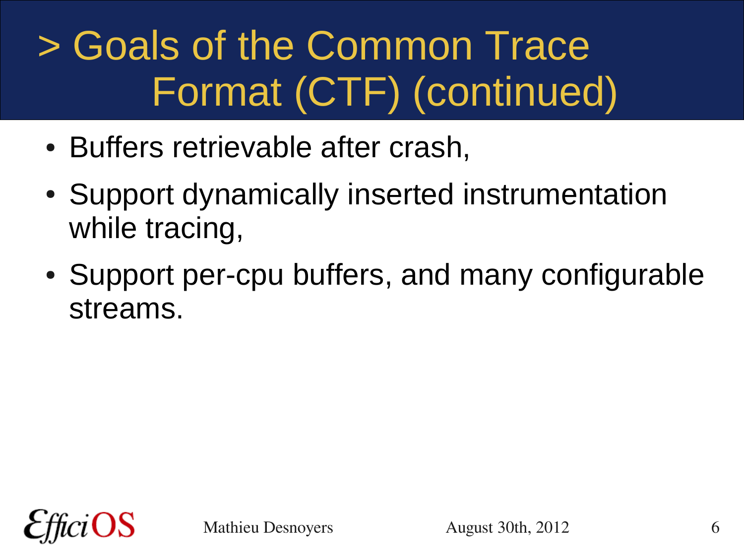# > Goals of the Common Trace Format (CTF) (continued)

- Buffers retrievable after crash,
- Support dynamically inserted instrumentation while tracing,
- Support per-cpu buffers, and many configurable streams.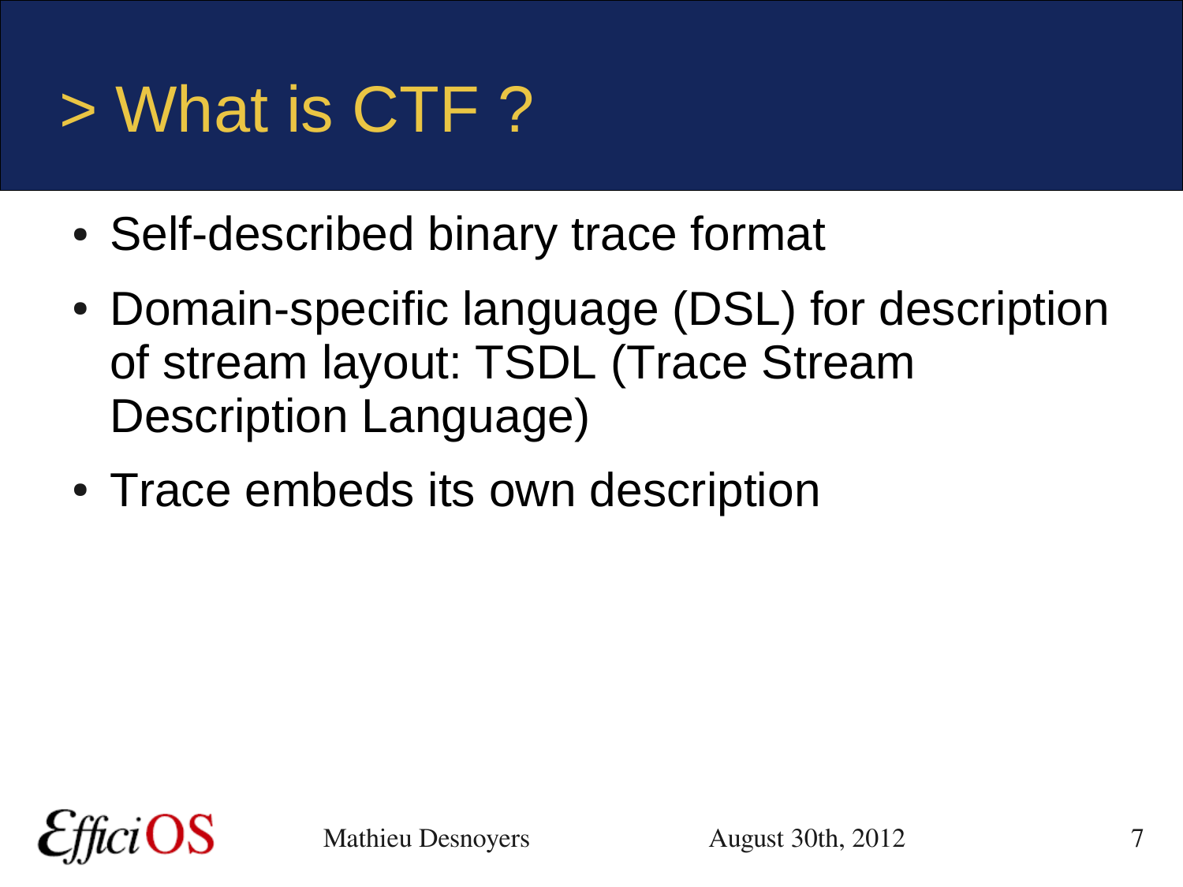# > What is CTF ?

- Self-described binary trace format
- Domain-specific language (DSL) for description of stream layout: TSDL (Trace Stream Description Language)
- Trace embeds its own description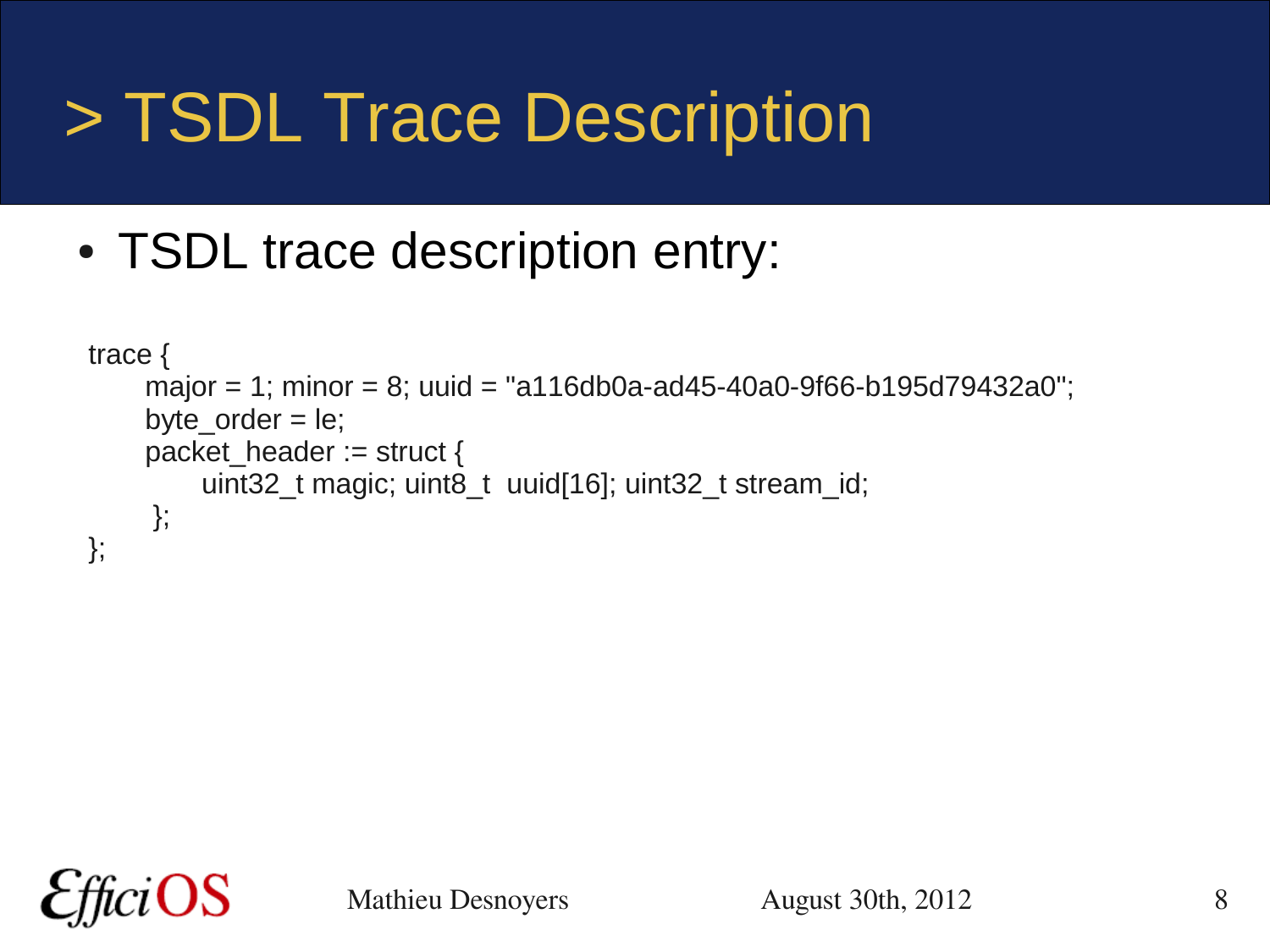# > TSDL Trace Description

- TSDL trace description entry:

```
trace {
    major = 1; minor = 8; uuid = "a116db0a-ad45-40a0-9f66-b195d79432a0";
    byte_order = le;
    packet_header := struct {
        uint32_t magic; uint8_t  uuid[16]; uint32_t stream_id;
     };
};
```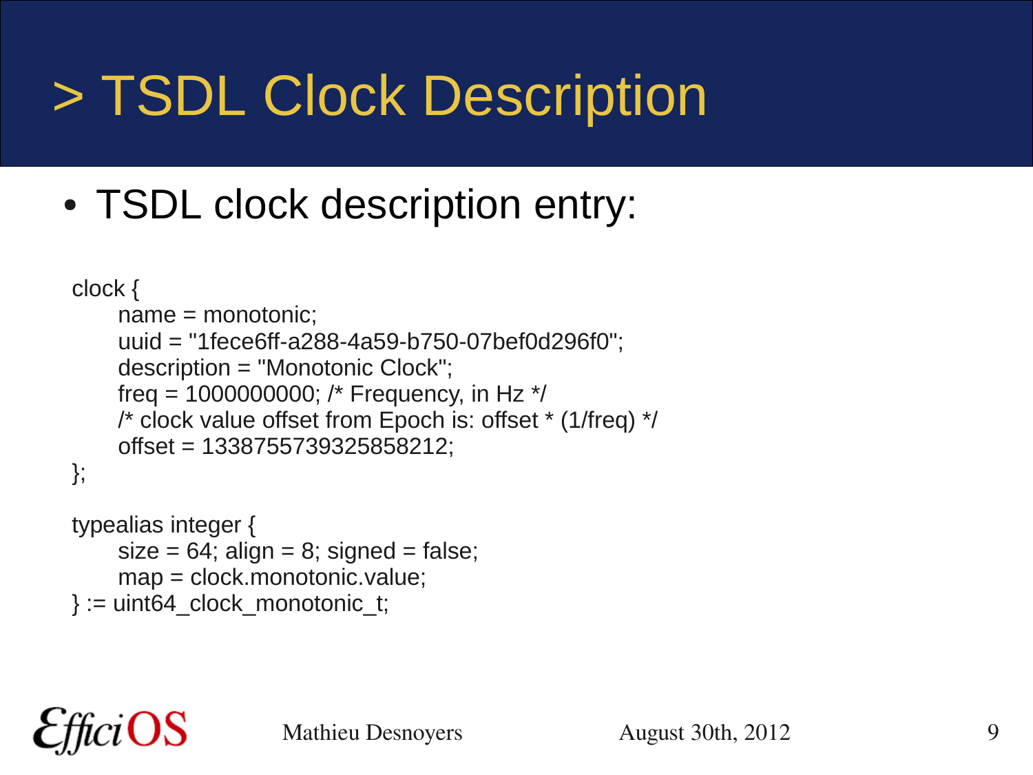# > TSDL Clock Description

- TSDL clock description entry:

```
clock {
    name = monotonic;
    uuid = "1fece6ff-a288-4a59-b750-07bef0d296f0";
    description = "Monotonic Clock";
    freq = 1000000000; /* Frequency, in Hz */
    /* clock value offset from Epoch is: offset * (1/freq) */
    offset = 1338755739325858212;
};

typealias integer {
    size = 64; align = 8; signed = false;
    map = clock.monotonic.value;
} := uint64_clock_monotonic_t;
```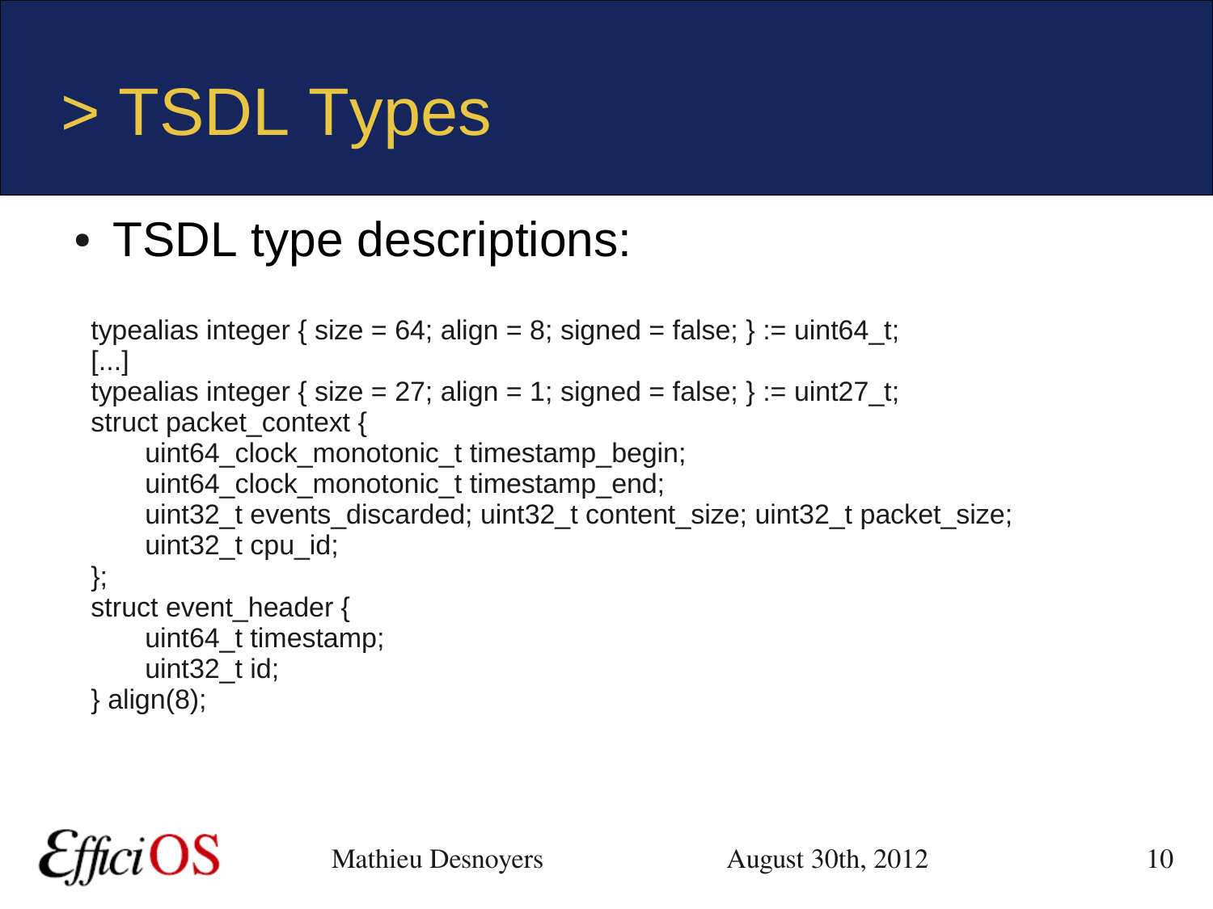# > TSDL Types

- TSDL type descriptions:

```
typealias integer { size = 64; align = 8; signed = false; } := uint64_t;
[...]
typealias integer { size = 27; align = 1; signed = false; } := uint27_t;
struct packet_context {
    uint64_clock_monotonic_t timestamp_begin;
    uint64_clock_monotonic_t timestamp_end;
    uint32_t events_discarded; uint32_t content_size; uint32_t packet_size;
    uint32_t cpu_id;
};
struct event_header {
    uint64_t timestamp;
    uint32_t id;
} align(8);
```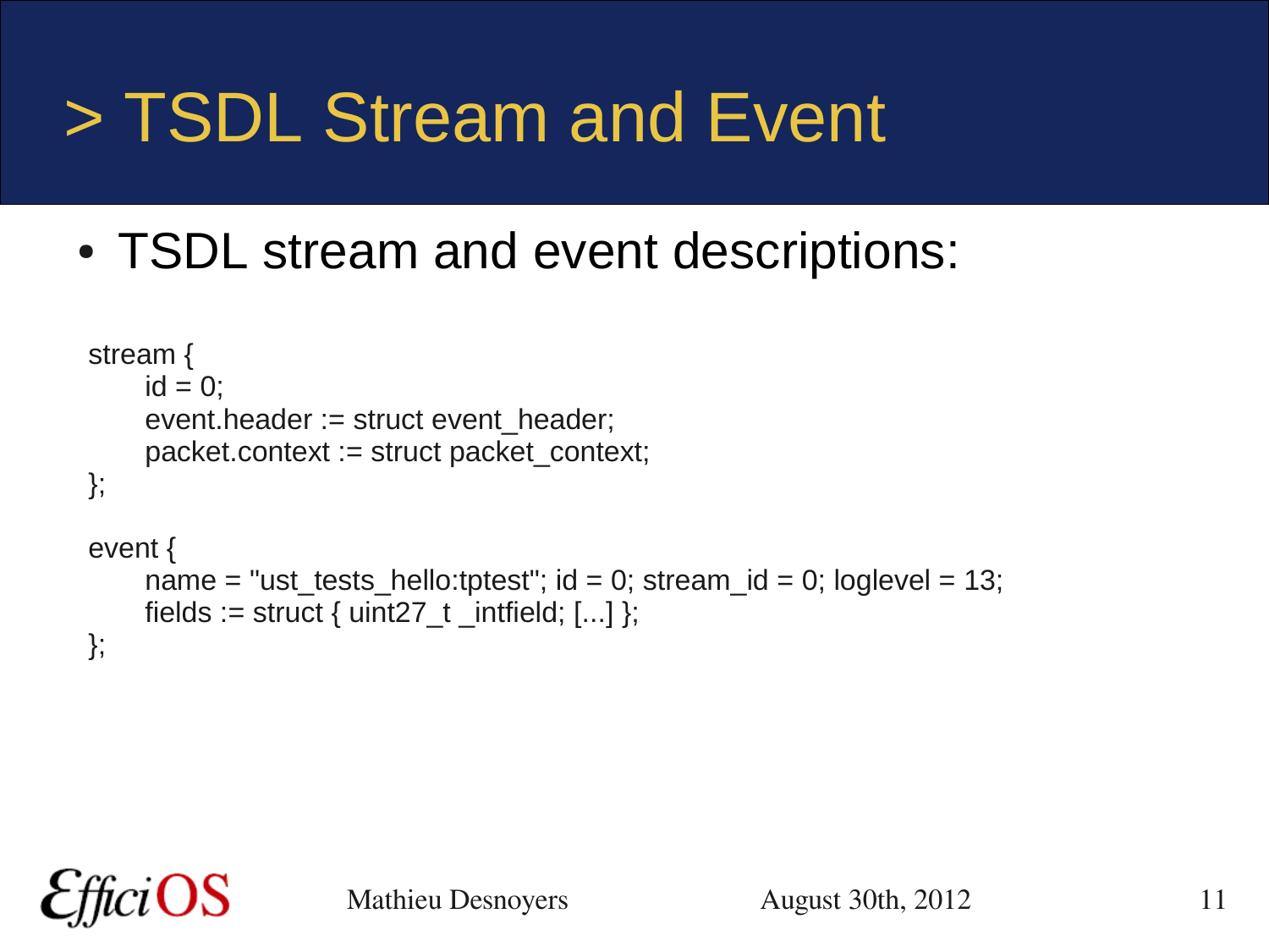# > TSDL Stream and Event

- TSDL stream and event descriptions:

```
stream {
    id = 0;
    event.header := struct event_header;
    packet.context := struct packet_context;
};

event {
    name = "ust_tests_hello:tptest"; id = 0; stream_id = 0; loglevel = 13;
    fields := struct { uint27_t _intfield; [...] };
};
```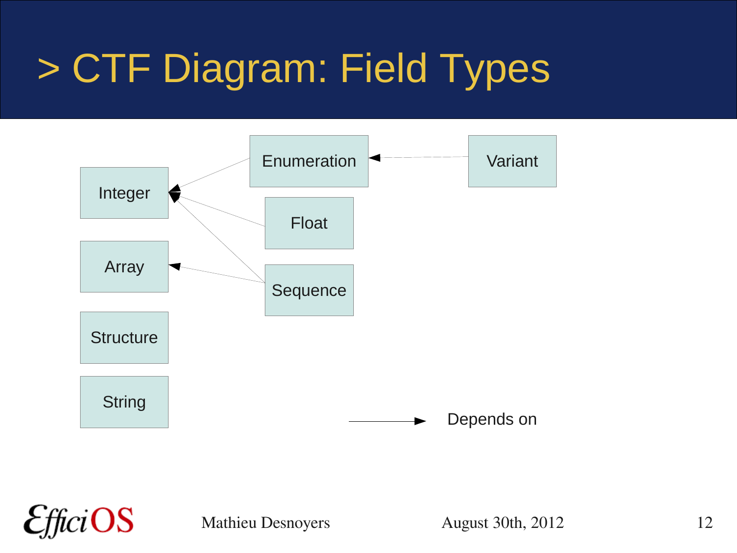# > CTF Diagram: Field Types

Integer

Array

Structure

String

Enumeration

Float

Sequence

Variant

→ Depends on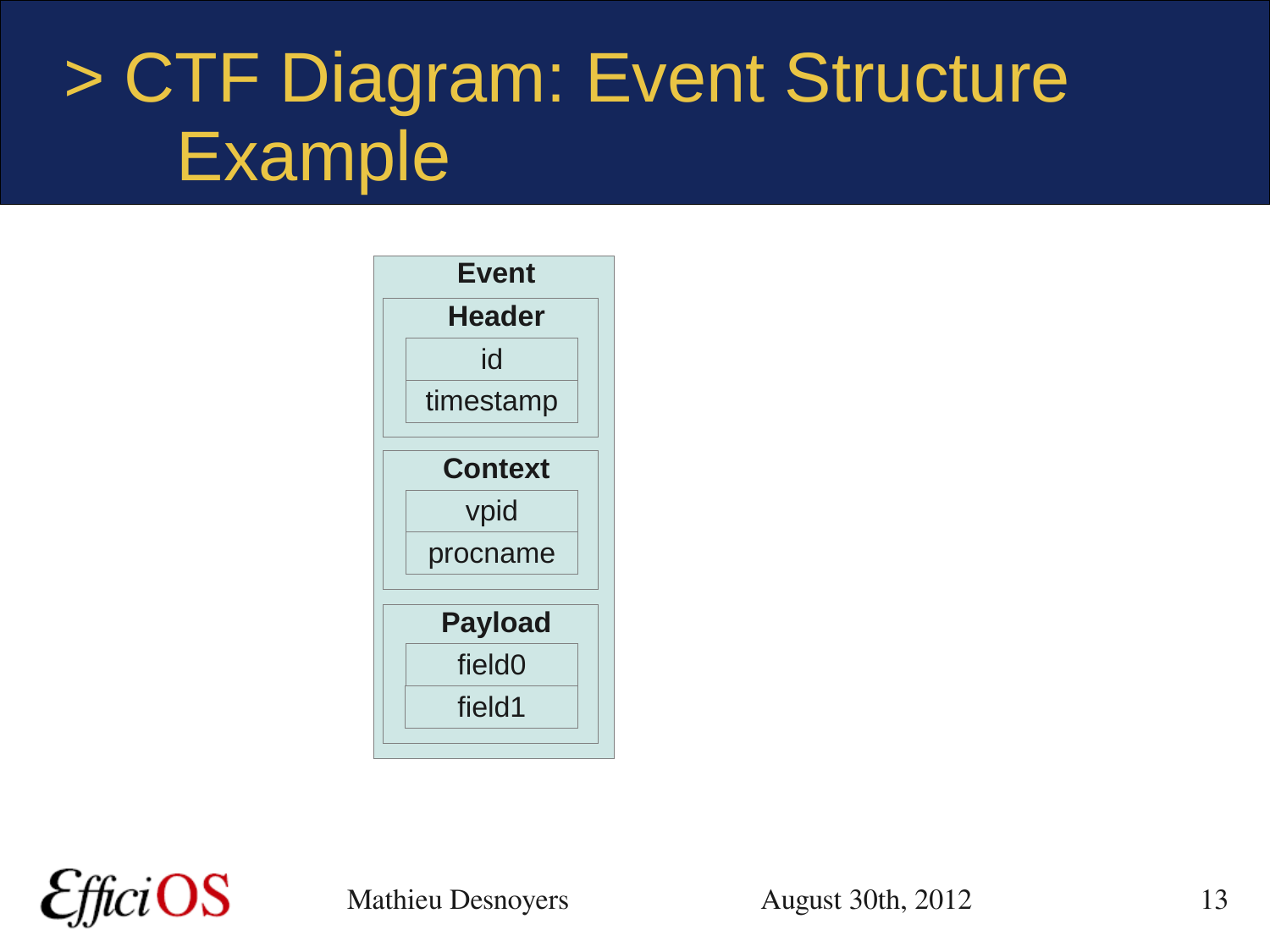# > CTF Diagram: Event Structure Example

**Event**

- **Header**
  - id
  - timestamp
- **Context**
  - vpid
  - procname
- **Payload**
  - field0
  - field1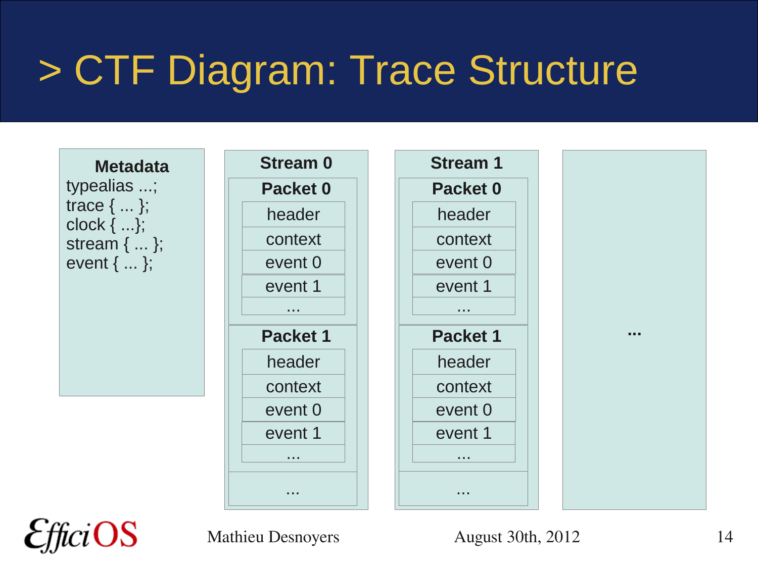# > CTF Diagram: Trace Structure

**Metadata**

```
typealias ...;
trace { ... };
clock { ...};
stream { ... };
event { ... };
```

**Stream 0**

- **Packet 0**
  - header
  - context
  - event 0
  - event 1
  - ...
- **Packet 1**
  - header
  - context
  - event 0
  - event 1
  - ...
- ...

**Stream 1**

- **Packet 0**
  - header
  - context
  - event 0
  - event 1
  - ...
- **Packet 1**
  - header
  - context
  - event 0
  - event 1
  - ...
- ...

**...**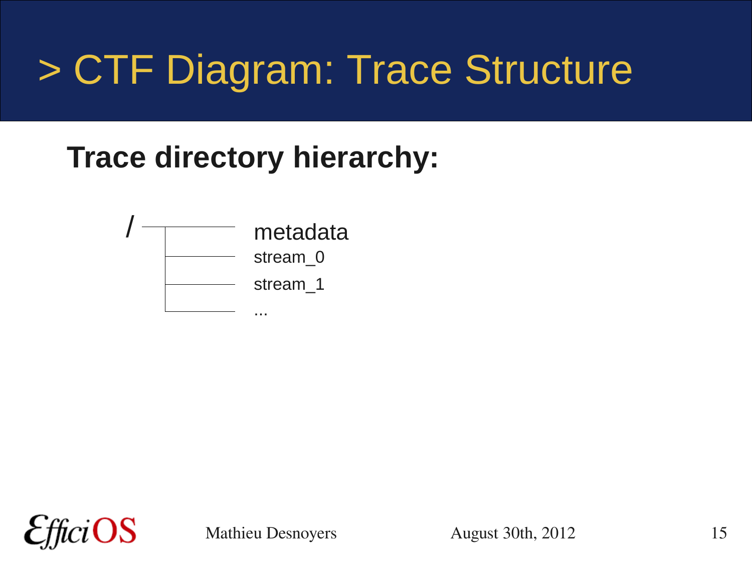# > CTF Diagram: Trace Structure

**Trace directory hierarchy:**

```
/ ──┬── metadata
    ├── stream_0
    ├── stream_1
    └── ...
```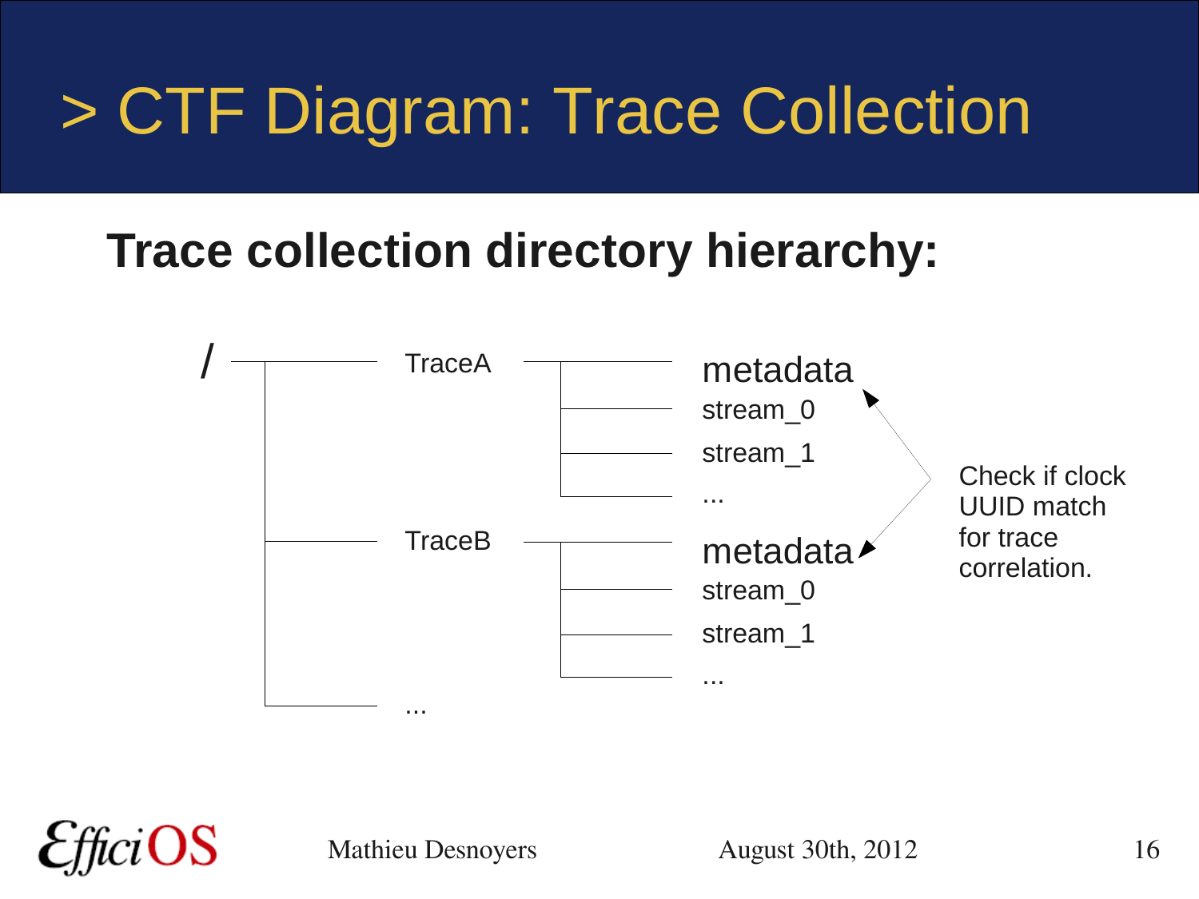# > CTF Diagram: Trace Collection

## Trace collection directory hierarchy:

```
/ ─┬─ TraceA ─┬─ metadata
   │          ├─ stream_0
   │          ├─ stream_1
   │          └─ ...
   ├─ TraceB ─┬─ metadata
   │          ├─ stream_0
   │          ├─ stream_1
   │          └─ ...
   └─ ...
```

Check if clock UUID match for trace correlation.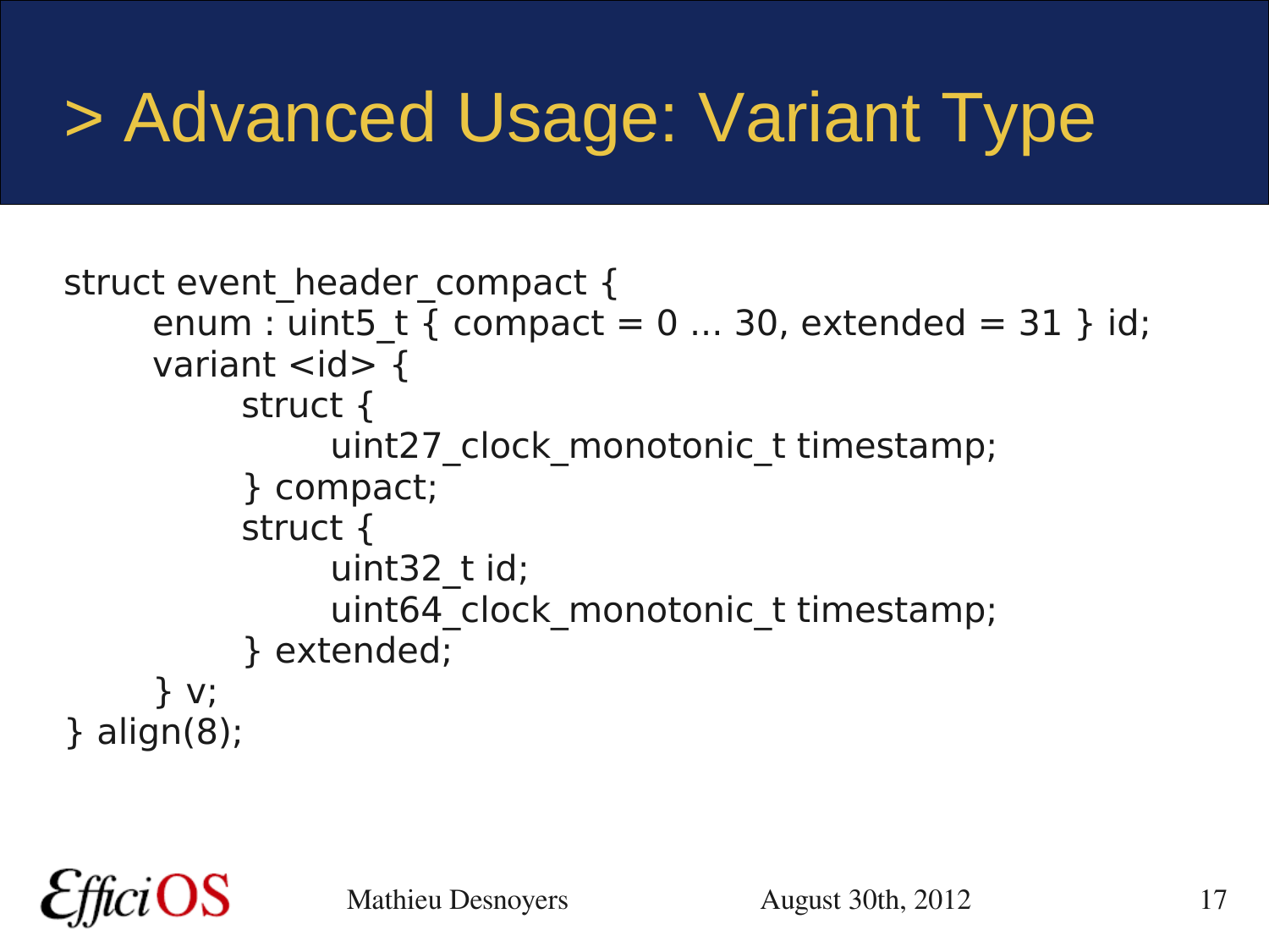# > Advanced Usage: Variant Type

```
struct event_header_compact {
	enum : uint5_t { compact = 0 ... 30, extended = 31 } id;
	variant <id> {
		struct {
			uint27_clock_monotonic_t timestamp;
		} compact;
		struct {
			uint32_t id;
			uint64_clock_monotonic_t timestamp;
		} extended;
	} v;
} align(8);
```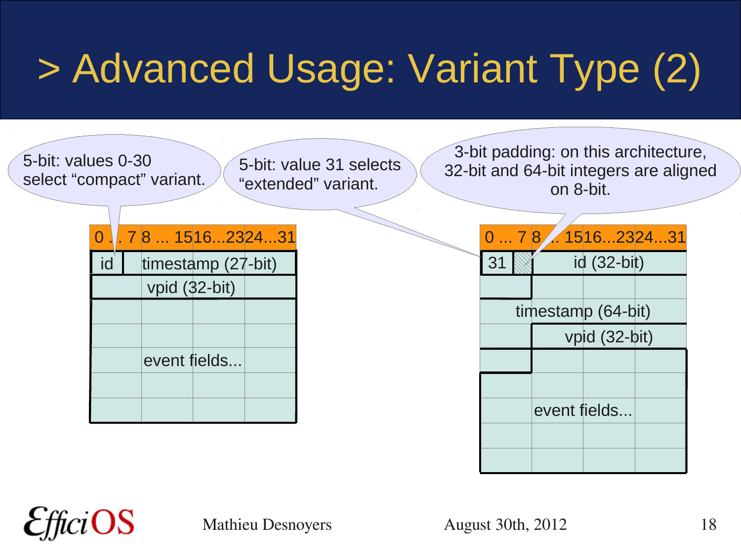# > Advanced Usage: Variant Type (2)

5-bit: values 0-30 select "compact" variant.

5-bit: value 31 selects "extended" variant.

3-bit padding: on this architecture, 32-bit and 64-bit integers are aligned on 8-bit.

**Compact variant:**

| 0 ... 7 | 8 ... 15 | 16...23 | 24...31 |
|---|---|---|---|
| id | timestamp (27-bit) | | |
| vpid (32-bit) | | | |
| event fields... | | | |

**Extended variant:**

| 0 ... 7 | 8 ... 15 | 16...23 | 24...31 |
|---|---|---|---|
| 31 (+ 3-bit padding) | id (32-bit) | | |
| | | | |
| timestamp (64-bit) | | | |
| | vpid (32-bit) | | |
| | event fields... | | |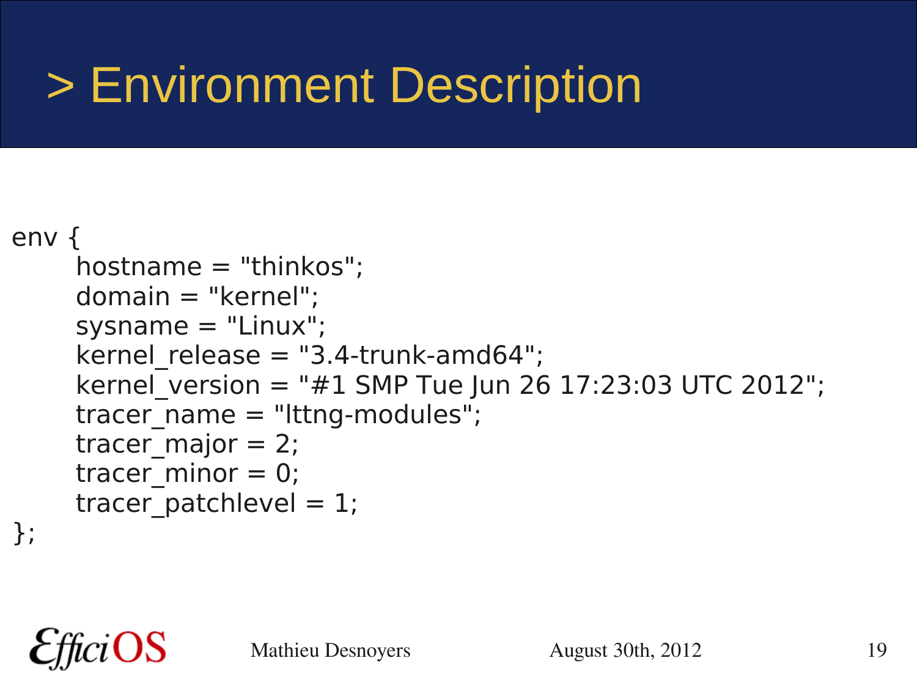# > Environment Description

```
env {
	hostname = "thinkos";
	domain = "kernel";
	sysname = "Linux";
	kernel_release = "3.4-trunk-amd64";
	kernel_version = "#1 SMP Tue Jun 26 17:23:03 UTC 2012";
	tracer_name = "lttng-modules";
	tracer_major = 2;
	tracer_minor = 0;
	tracer_patchlevel = 1;
};
```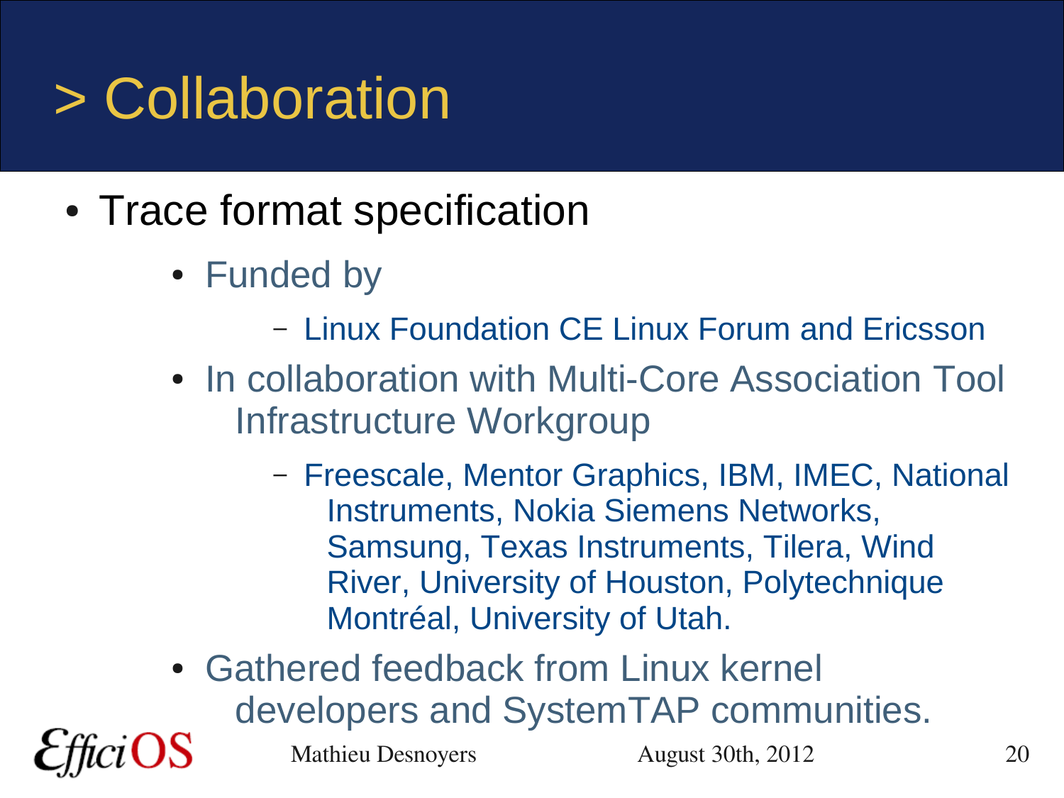# > Collaboration

- Trace format specification
  - Funded by
    - Linux Foundation CE Linux Forum and Ericsson
  - In collaboration with Multi-Core Association Tool Infrastructure Workgroup
    - Freescale, Mentor Graphics, IBM, IMEC, National Instruments, Nokia Siemens Networks, Samsung, Texas Instruments, Tilera, Wind River, University of Houston, Polytechnique Montréal, University of Utah.
  - Gathered feedback from Linux kernel developers and SystemTAP communities.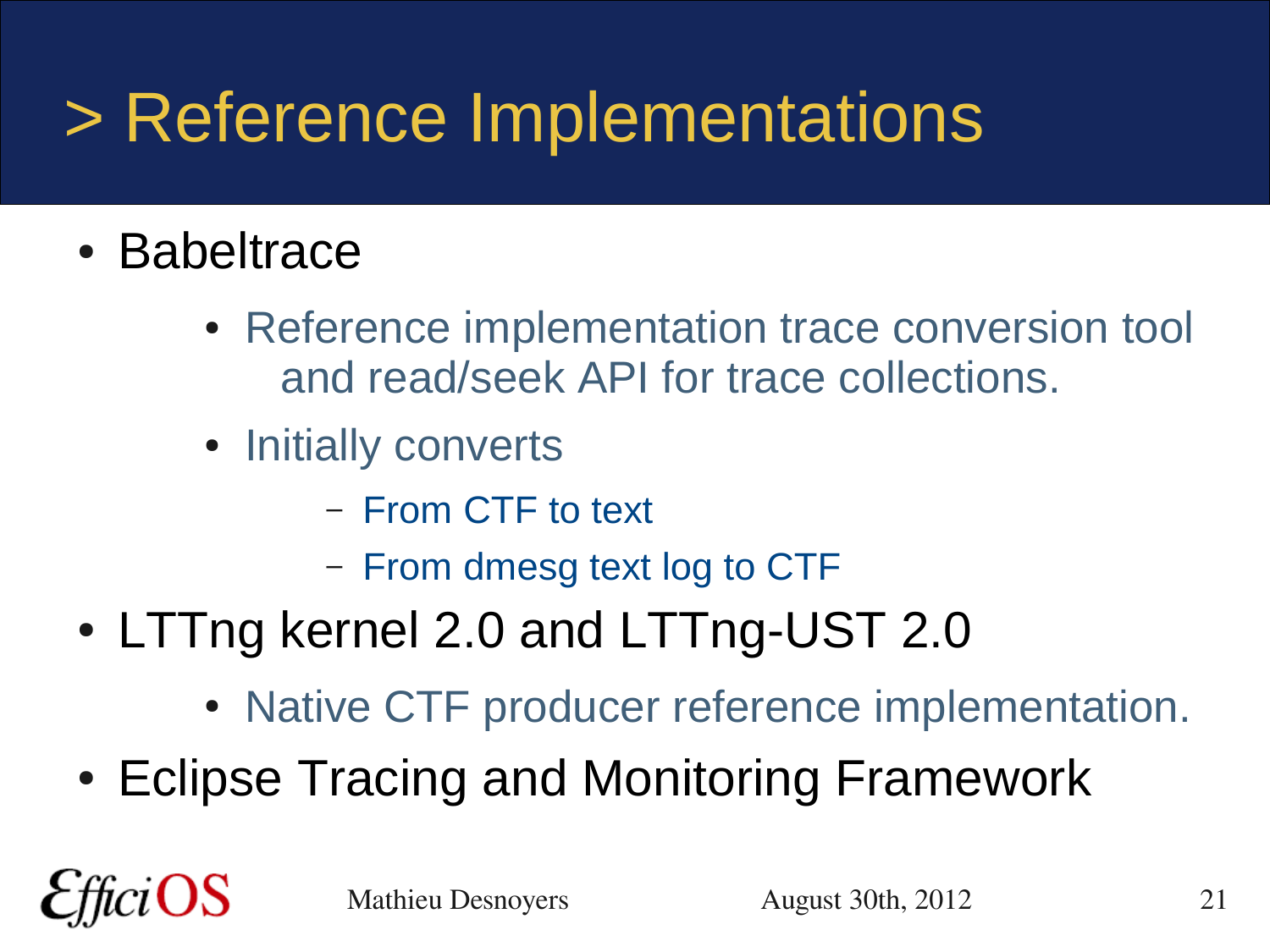# > Reference Implementations

- Babeltrace
  - Reference implementation trace conversion tool and read/seek API for trace collections.
  - Initially converts
    - From CTF to text
    - From dmesg text log to CTF
- LTTng kernel 2.0 and LTTng-UST 2.0
  - Native CTF producer reference implementation.
- Eclipse Tracing and Monitoring Framework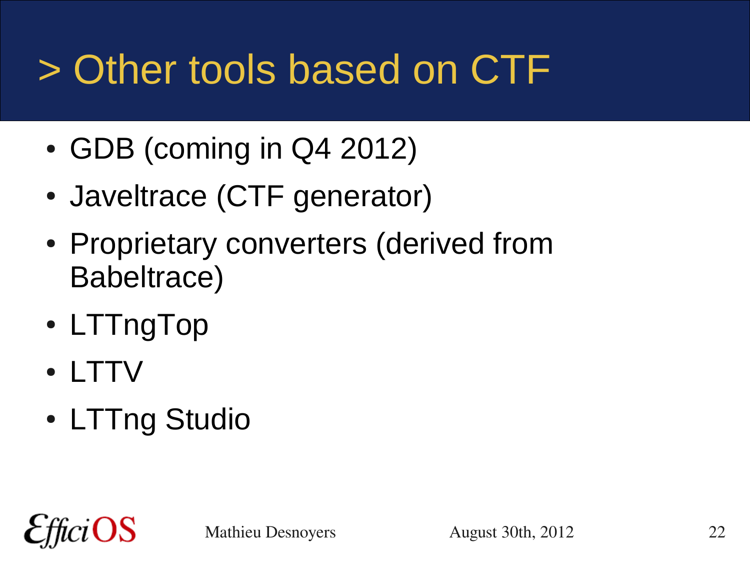# > Other tools based on CTF

- GDB (coming in Q4 2012)
- Javeltrace (CTF generator)
- Proprietary converters (derived from Babeltrace)
- LTTngTop
- LTTV
- LTTng Studio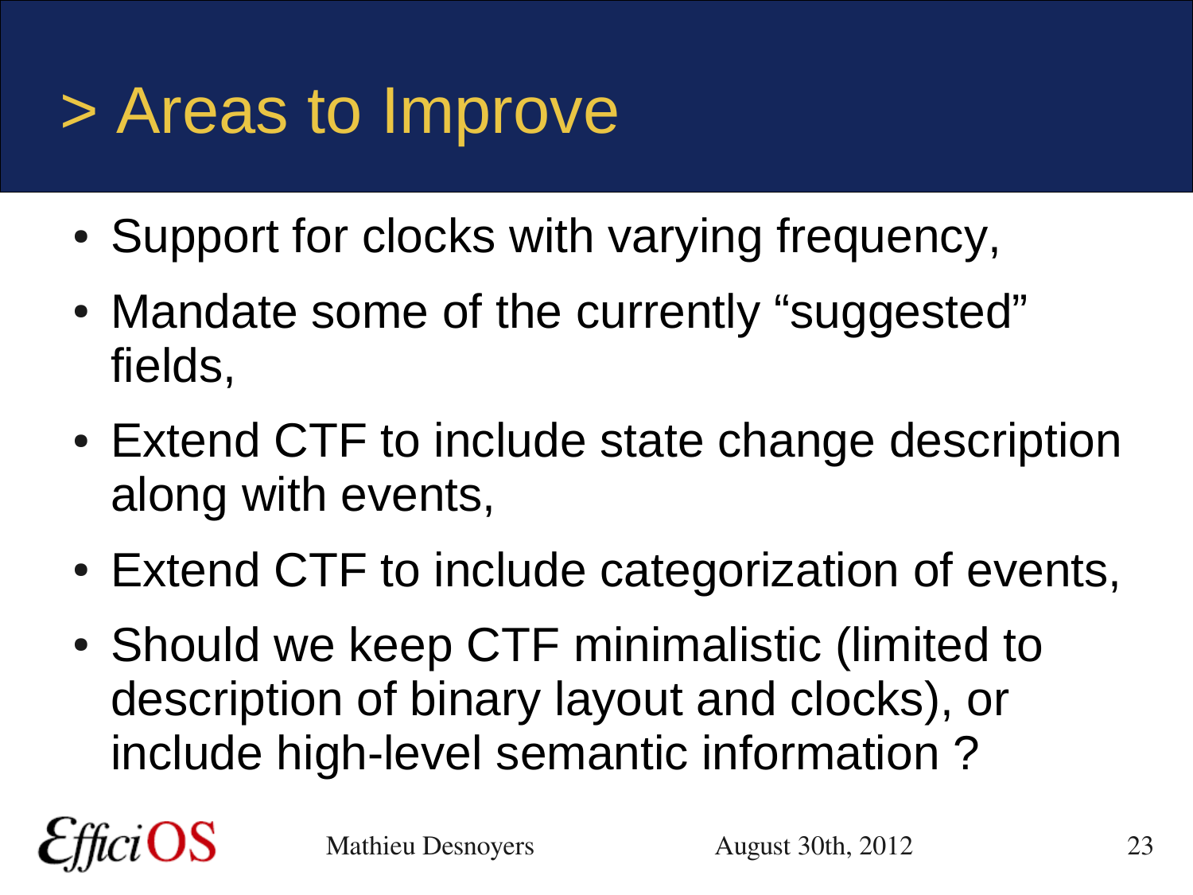# > Areas to Improve

- Support for clocks with varying frequency,
- Mandate some of the currently “suggested” fields,
- Extend CTF to include state change description along with events,
- Extend CTF to include categorization of events,
- Should we keep CTF minimalistic (limited to description of binary layout and clocks), or include high-level semantic information ?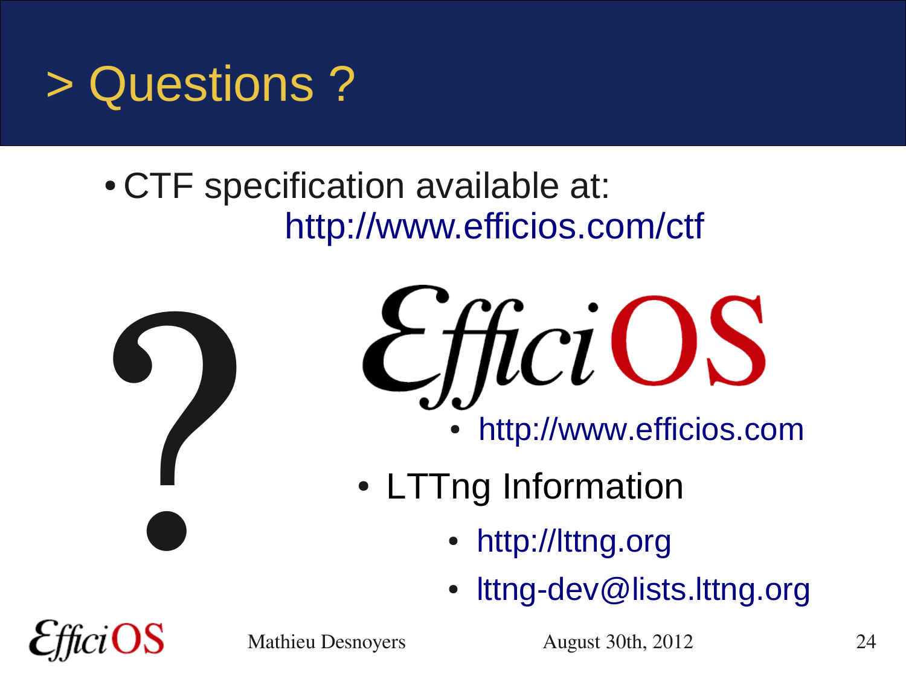# > Questions ?

- CTF specification available at: http://www.efficios.com/ctf

EfficiOS

- http://www.efficios.com

- LTTng Information
  - http://lttng.org
  - lttng-dev@lists.lttng.org